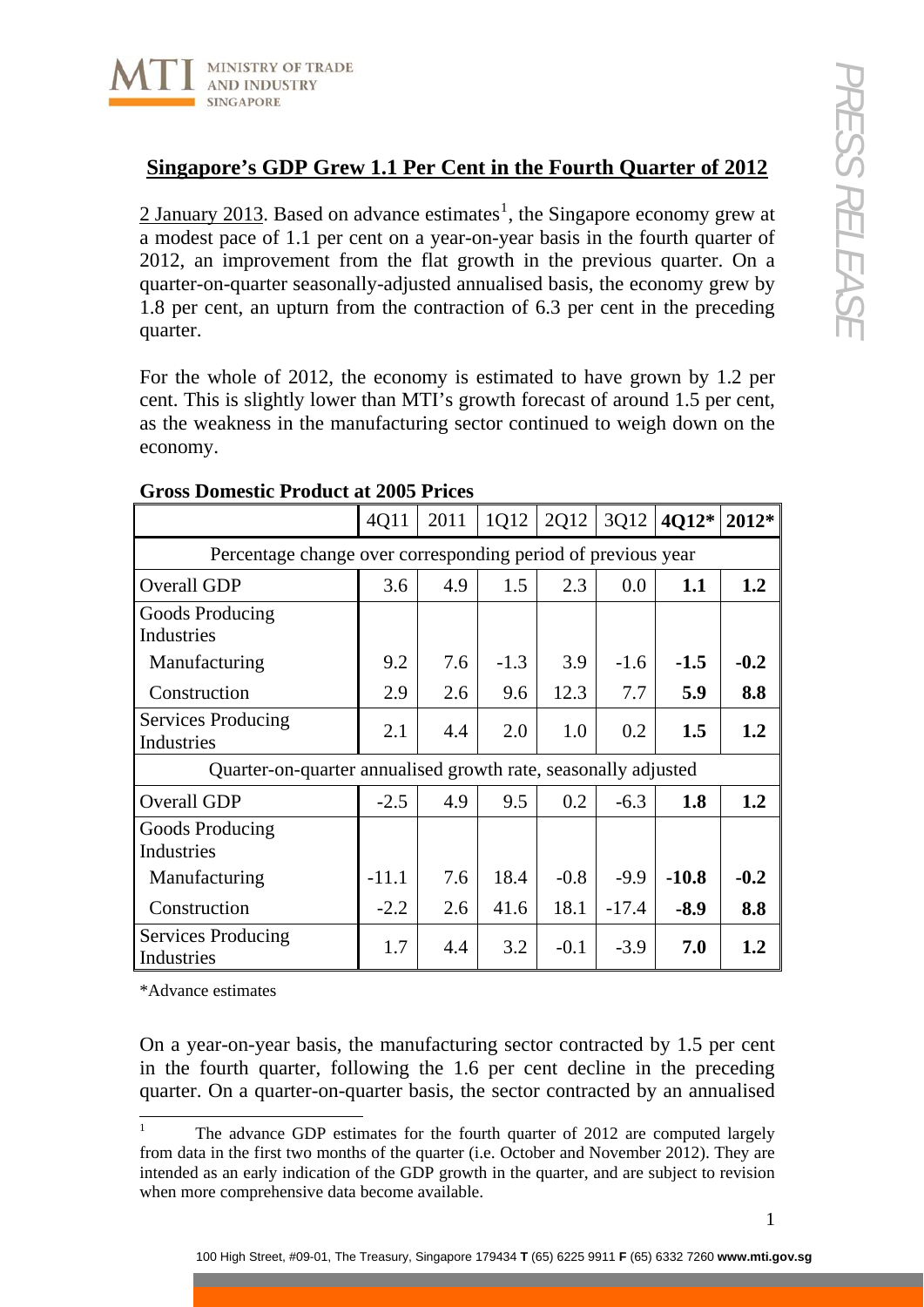## Singapore's GDP Grew 1.1 Per Cent in the Fourth Quarter of 2012

2 January 2013. Based on advance estimates[1], the Singapore economy grew at a modest pace of 1.1 per cent on a year-on-year basis in the fourth quarter of 2012, an improvement from the flat growth in the previous quarter. On a quarter-on-quarter seasonally-adjusted annualised basis, the economy grew by 1.8 per cent, an upturn from the contraction of 6.3 per cent in the preceding quarter.

For the whole of 2012, the economy is estimated to have grown by 1.2 per cent. This is slightly lower than MTI's growth forecast of around 1.5 per cent, as the weakness in the manufacturing sector continued to weigh down on the economy.

**Gross Domestic Product at 2005 Prices**

| | 4Q11 | 2011 | 1Q12 | 2Q12 | 3Q12 | **4Q12*** | **2012*** |
|---|---|---|---|---|---|---|---|
| Percentage change over corresponding period of previous year | | | | | | | |
| Overall GDP | 3.6 | 4.9 | 1.5 | 2.3 | 0.0 | **1.1** | **1.2** |
| Goods Producing Industries | | | | | | | |
| Manufacturing | 9.2 | 7.6 | -1.3 | 3.9 | -1.6 | **-1.5** | **-0.2** |
| Construction | 2.9 | 2.6 | 9.6 | 12.3 | 7.7 | **5.9** | **8.8** |
| Services Producing Industries | 2.1 | 4.4 | 2.0 | 1.0 | 0.2 | **1.5** | **1.2** |
| Quarter-on-quarter annualised growth rate, seasonally adjusted | | | | | | | |
| Overall GDP | -2.5 | 4.9 | 9.5 | 0.2 | -6.3 | **1.8** | **1.2** |
| Goods Producing Industries | | | | | | | |
| Manufacturing | -11.1 | 7.6 | 18.4 | -0.8 | -9.9 | **-10.8** | **-0.2** |
| Construction | -2.2 | 2.6 | 41.6 | 18.1 | -17.4 | **-8.9** | **8.8** |
| Services Producing Industries | 1.7 | 4.4 | 3.2 | -0.1 | -3.9 | **7.0** | **1.2** |

*Advance estimates

On a year-on-year basis, the manufacturing sector contracted by 1.5 per cent in the fourth quarter, following the 1.6 per cent decline in the preceding quarter. On a quarter-on-quarter basis, the sector contracted by an annualised

[1] The advance GDP estimates for the fourth quarter of 2012 are computed largely from data in the first two months of the quarter (i.e. October and November 2012). They are intended as an early indication of the GDP growth in the quarter, and are subject to revision when more comprehensive data become available.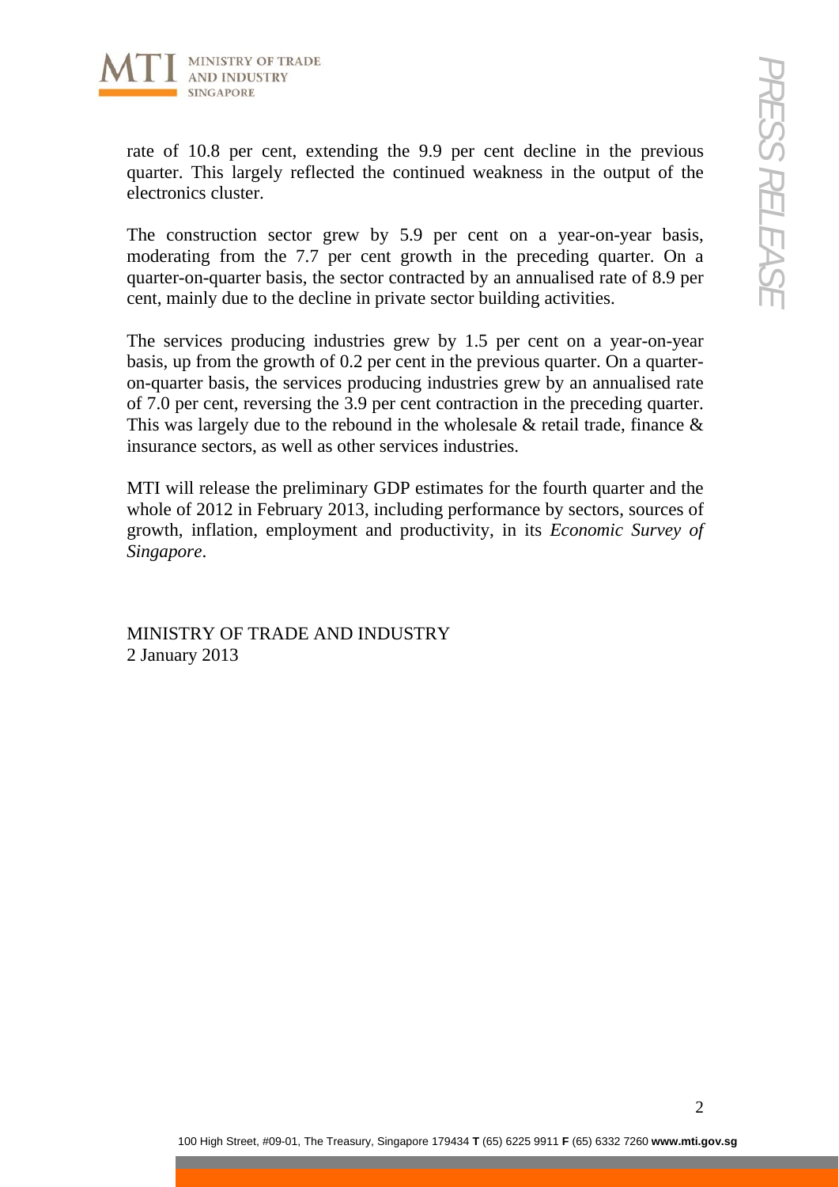rate of 10.8 per cent, extending the 9.9 per cent decline in the previous quarter. This largely reflected the continued weakness in the output of the electronics cluster.

The construction sector grew by 5.9 per cent on a year-on-year basis, moderating from the 7.7 per cent growth in the preceding quarter. On a quarter-on-quarter basis, the sector contracted by an annualised rate of 8.9 per cent, mainly due to the decline in private sector building activities.

The services producing industries grew by 1.5 per cent on a year-on-year basis, up from the growth of 0.2 per cent in the previous quarter. On a quarter-on-quarter basis, the services producing industries grew by an annualised rate of 7.0 per cent, reversing the 3.9 per cent contraction in the preceding quarter. This was largely due to the rebound in the wholesale & retail trade, finance & insurance sectors, as well as other services industries.

MTI will release the preliminary GDP estimates for the fourth quarter and the whole of 2012 in February 2013, including performance by sectors, sources of growth, inflation, employment and productivity, in its *Economic Survey of Singapore*.

MINISTRY OF TRADE AND INDUSTRY
2 January 2013